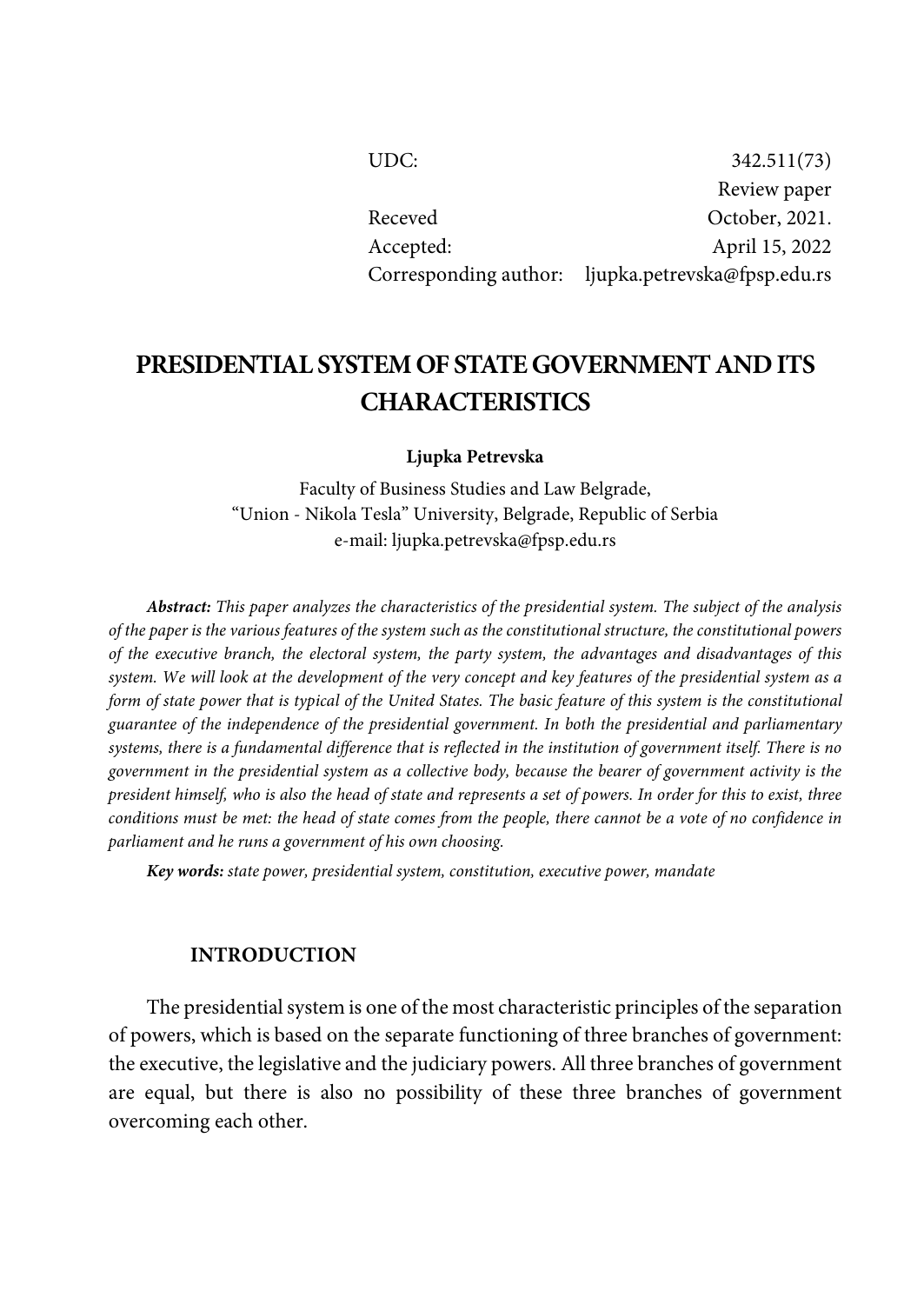| | |
|---|---|
| UDC: | 342.511(73) |
| | Review paper |
| Receved | October, 2021. |
| Accepted: | April 15, 2022 |
| Corresponding author: | ljupka.petrevska@fpsp.edu.rs |

# PRESIDENTIAL SYSTEM OF STATE GOVERNMENT AND ITS CHARACTERISTICS

**Ljupka Petrevska**

Faculty of Business Studies and Law Belgrade,
"Union - Nikola Tesla" University, Belgrade, Republic of Serbia
e-mail: ljupka.petrevska@fpsp.edu.rs

***Abstract:*** *This paper analyzes the characteristics of the presidential system. The subject of the analysis of the paper is the various features of the system such as the constitutional structure, the constitutional powers of the executive branch, the electoral system, the party system, the advantages and disadvantages of this system. We will look at the development of the very concept and key features of the presidential system as a form of state power that is typical of the United States. The basic feature of this system is the constitutional guarantee of the independence of the presidential government. In both the presidential and parliamentary systems, there is a fundamental difference that is reflected in the institution of government itself. There is no government in the presidential system as a collective body, because the bearer of government activity is the president himself, who is also the head of state and represents a set of powers. In order for this to exist, three conditions must be met: the head of state comes from the people, there cannot be a vote of no confidence in parliament and he runs a government of his own choosing.*

***Key words:*** *state power, presidential system, constitution, executive power, mandate*

## INTRODUCTION

The presidential system is one of the most characteristic principles of the separation of powers, which is based on the separate functioning of three branches of government: the executive, the legislative and the judiciary powers. All three branches of government are equal, but there is also no possibility of these three branches of government overcoming each other.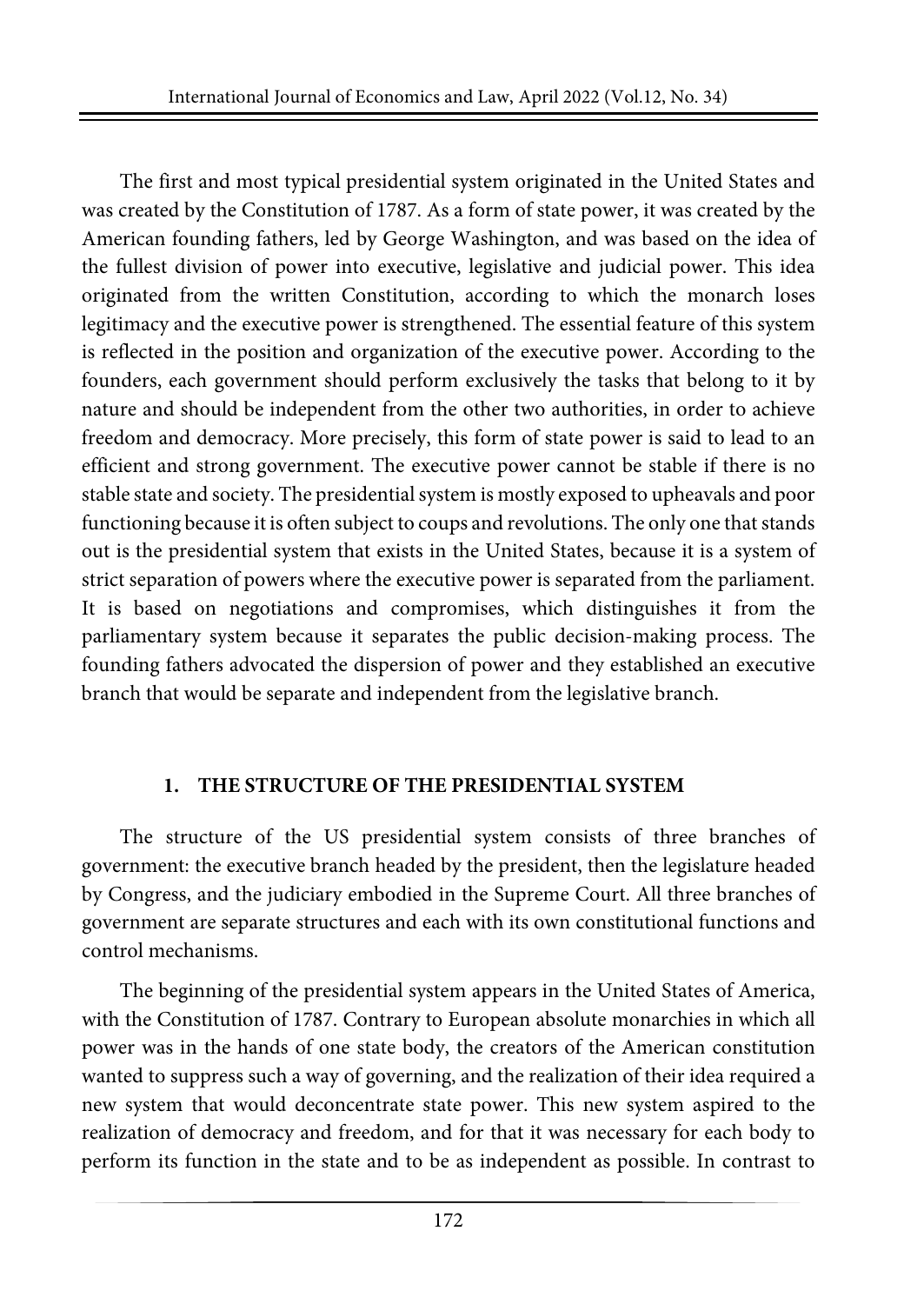The first and most typical presidential system originated in the United States and was created by the Constitution of 1787. As a form of state power, it was created by the American founding fathers, led by George Washington, and was based on the idea of the fullest division of power into executive, legislative and judicial power. This idea originated from the written Constitution, according to which the monarch loses legitimacy and the executive power is strengthened. The essential feature of this system is reflected in the position and organization of the executive power. According to the founders, each government should perform exclusively the tasks that belong to it by nature and should be independent from the other two authorities, in order to achieve freedom and democracy. More precisely, this form of state power is said to lead to an efficient and strong government. The executive power cannot be stable if there is no stable state and society. The presidential system is mostly exposed to upheavals and poor functioning because it is often subject to coups and revolutions. The only one that stands out is the presidential system that exists in the United States, because it is a system of strict separation of powers where the executive power is separated from the parliament. It is based on negotiations and compromises, which distinguishes it from the parliamentary system because it separates the public decision-making process. The founding fathers advocated the dispersion of power and they established an executive branch that would be separate and independent from the legislative branch.

## 1. THE STRUCTURE OF THE PRESIDENTIAL SYSTEM

The structure of the US presidential system consists of three branches of government: the executive branch headed by the president, then the legislature headed by Congress, and the judiciary embodied in the Supreme Court. All three branches of government are separate structures and each with its own constitutional functions and control mechanisms.

The beginning of the presidential system appears in the United States of America, with the Constitution of 1787. Contrary to European absolute monarchies in which all power was in the hands of one state body, the creators of the American constitution wanted to suppress such a way of governing, and the realization of their idea required a new system that would deconcentrate state power. This new system aspired to the realization of democracy and freedom, and for that it was necessary for each body to perform its function in the state and to be as independent as possible. In contrast to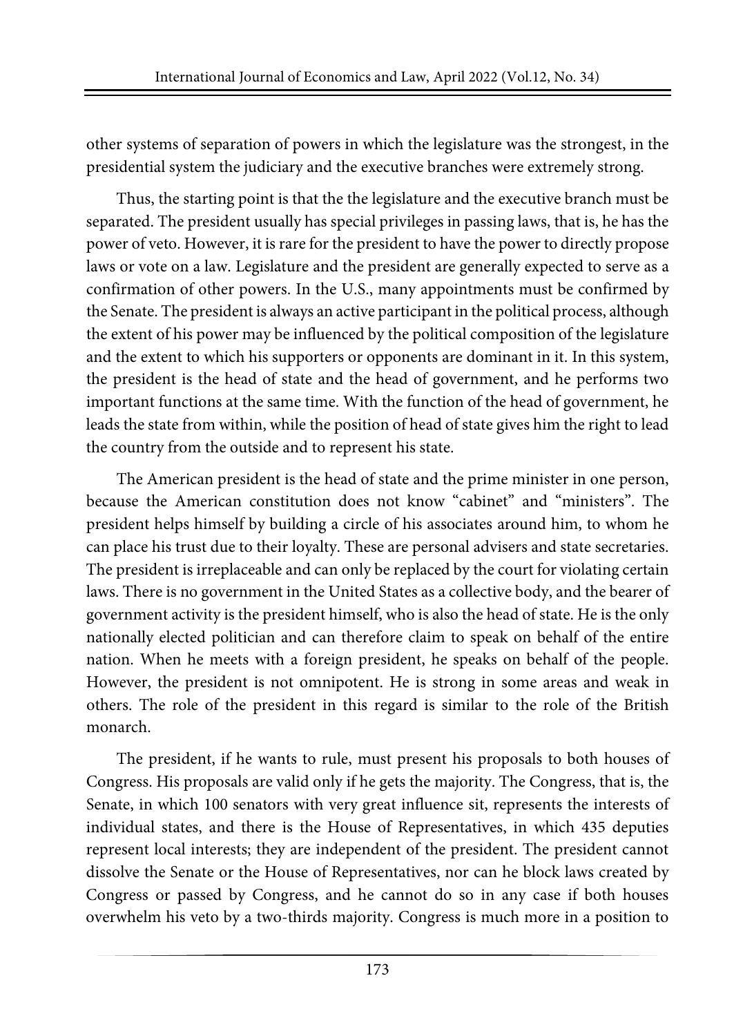other systems of separation of powers in which the legislature was the strongest, in the presidential system the judiciary and the executive branches were extremely strong.

Thus, the starting point is that the the legislature and the executive branch must be separated. The president usually has special privileges in passing laws, that is, he has the power of veto. However, it is rare for the president to have the power to directly propose laws or vote on a law. Legislature and the president are generally expected to serve as a confirmation of other powers. In the U.S., many appointments must be confirmed by the Senate. The president is always an active participant in the political process, although the extent of his power may be influenced by the political composition of the legislature and the extent to which his supporters or opponents are dominant in it. In this system, the president is the head of state and the head of government, and he performs two important functions at the same time. With the function of the head of government, he leads the state from within, while the position of head of state gives him the right to lead the country from the outside and to represent his state.

The American president is the head of state and the prime minister in one person, because the American constitution does not know "cabinet" and "ministers". The president helps himself by building a circle of his associates around him, to whom he can place his trust due to their loyalty. These are personal advisers and state secretaries. The president is irreplaceable and can only be replaced by the court for violating certain laws. There is no government in the United States as a collective body, and the bearer of government activity is the president himself, who is also the head of state. He is the only nationally elected politician and can therefore claim to speak on behalf of the entire nation. When he meets with a foreign president, he speaks on behalf of the people. However, the president is not omnipotent. He is strong in some areas and weak in others. The role of the president in this regard is similar to the role of the British monarch.

The president, if he wants to rule, must present his proposals to both houses of Congress. His proposals are valid only if he gets the majority. The Congress, that is, the Senate, in which 100 senators with very great influence sit, represents the interests of individual states, and there is the House of Representatives, in which 435 deputies represent local interests; they are independent of the president. The president cannot dissolve the Senate or the House of Representatives, nor can he block laws created by Congress or passed by Congress, and he cannot do so in any case if both houses overwhelm his veto by a two-thirds majority. Congress is much more in a position to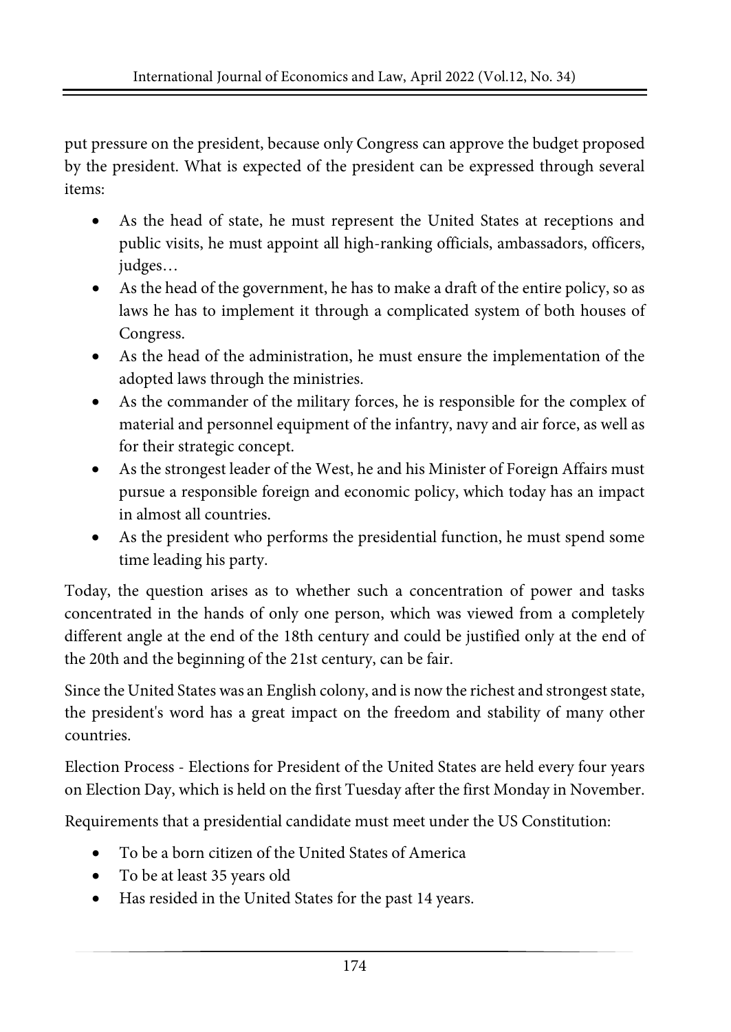put pressure on the president, because only Congress can approve the budget proposed by the president. What is expected of the president can be expressed through several items:

- As the head of state, he must represent the United States at receptions and public visits, he must appoint all high-ranking officials, ambassadors, officers, judges…
- As the head of the government, he has to make a draft of the entire policy, so as laws he has to implement it through a complicated system of both houses of Congress.
- As the head of the administration, he must ensure the implementation of the adopted laws through the ministries.
- As the commander of the military forces, he is responsible for the complex of material and personnel equipment of the infantry, navy and air force, as well as for their strategic concept.
- As the strongest leader of the West, he and his Minister of Foreign Affairs must pursue a responsible foreign and economic policy, which today has an impact in almost all countries.
- As the president who performs the presidential function, he must spend some time leading his party.

Today, the question arises as to whether such a concentration of power and tasks concentrated in the hands of only one person, which was viewed from a completely different angle at the end of the 18th century and could be justified only at the end of the 20th and the beginning of the 21st century, can be fair.

Since the United States was an English colony, and is now the richest and strongest state, the president's word has a great impact on the freedom and stability of many other countries.

Election Process - Elections for President of the United States are held every four years on Election Day, which is held on the first Tuesday after the first Monday in November.

Requirements that a presidential candidate must meet under the US Constitution:

- To be a born citizen of the United States of America
- To be at least 35 years old
- Has resided in the United States for the past 14 years.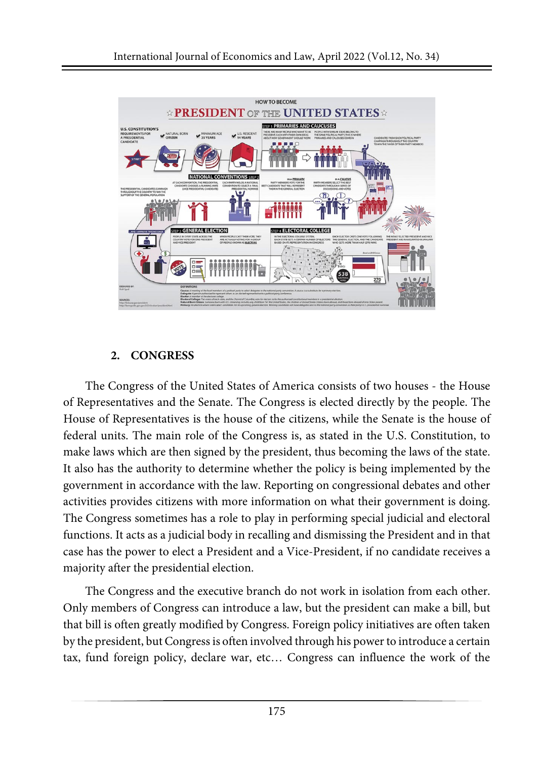## 2. CONGRESS

The Congress of the United States of America consists of two houses - the House of Representatives and the Senate. The Congress is elected directly by the people. The House of Representatives is the house of the citizens, while the Senate is the house of federal units. The main role of the Congress is, as stated in the U.S. Constitution, to make laws which are then signed by the president, thus becoming the laws of the state. It also has the authority to determine whether the policy is being implemented by the government in accordance with the law. Reporting on congressional debates and other activities provides citizens with more information on what their government is doing. The Congress sometimes has a role to play in performing special judicial and electoral functions. It acts as a judicial body in recalling and dismissing the President and in that case has the power to elect a President and a Vice-President, if no candidate receives a majority after the presidential election.

The Congress and the executive branch do not work in isolation from each other. Only members of Congress can introduce a law, but the president can make a bill, but that bill is often greatly modified by Congress. Foreign policy initiatives are often taken by the president, but Congress is often involved through his power to introduce a certain tax, fund foreign policy, declare war, etc… Congress can influence the work of the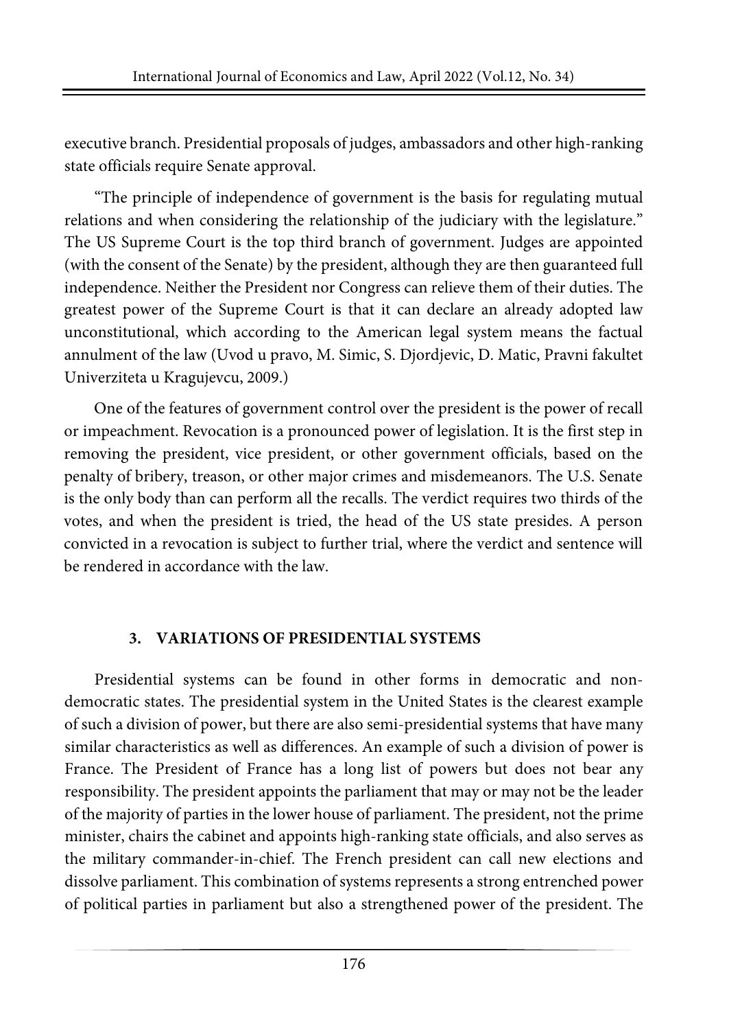executive branch. Presidential proposals of judges, ambassadors and other high-ranking state officials require Senate approval.

"The principle of independence of government is the basis for regulating mutual relations and when considering the relationship of the judiciary with the legislature." The US Supreme Court is the top third branch of government. Judges are appointed (with the consent of the Senate) by the president, although they are then guaranteed full independence. Neither the President nor Congress can relieve them of their duties. The greatest power of the Supreme Court is that it can declare an already adopted law unconstitutional, which according to the American legal system means the factual annulment of the law (Uvod u pravo, M. Simic, S. Djordjevic, D. Matic, Pravni fakultet Univerziteta u Kragujevcu, 2009.)

One of the features of government control over the president is the power of recall or impeachment. Revocation is a pronounced power of legislation. It is the first step in removing the president, vice president, or other government officials, based on the penalty of bribery, treason, or other major crimes and misdemeanors. The U.S. Senate is the only body than can perform all the recalls. The verdict requires two thirds of the votes, and when the president is tried, the head of the US state presides. A person convicted in a revocation is subject to further trial, where the verdict and sentence will be rendered in accordance with the law.

## 3. VARIATIONS OF PRESIDENTIAL SYSTEMS

Presidential systems can be found in other forms in democratic and non-democratic states. The presidential system in the United States is the clearest example of such a division of power, but there are also semi-presidential systems that have many similar characteristics as well as differences. An example of such a division of power is France. The President of France has a long list of powers but does not bear any responsibility. The president appoints the parliament that may or may not be the leader of the majority of parties in the lower house of parliament. The president, not the prime minister, chairs the cabinet and appoints high-ranking state officials, and also serves as the military commander-in-chief. The French president can call new elections and dissolve parliament. This combination of systems represents a strong entrenched power of political parties in parliament but also a strengthened power of the president. The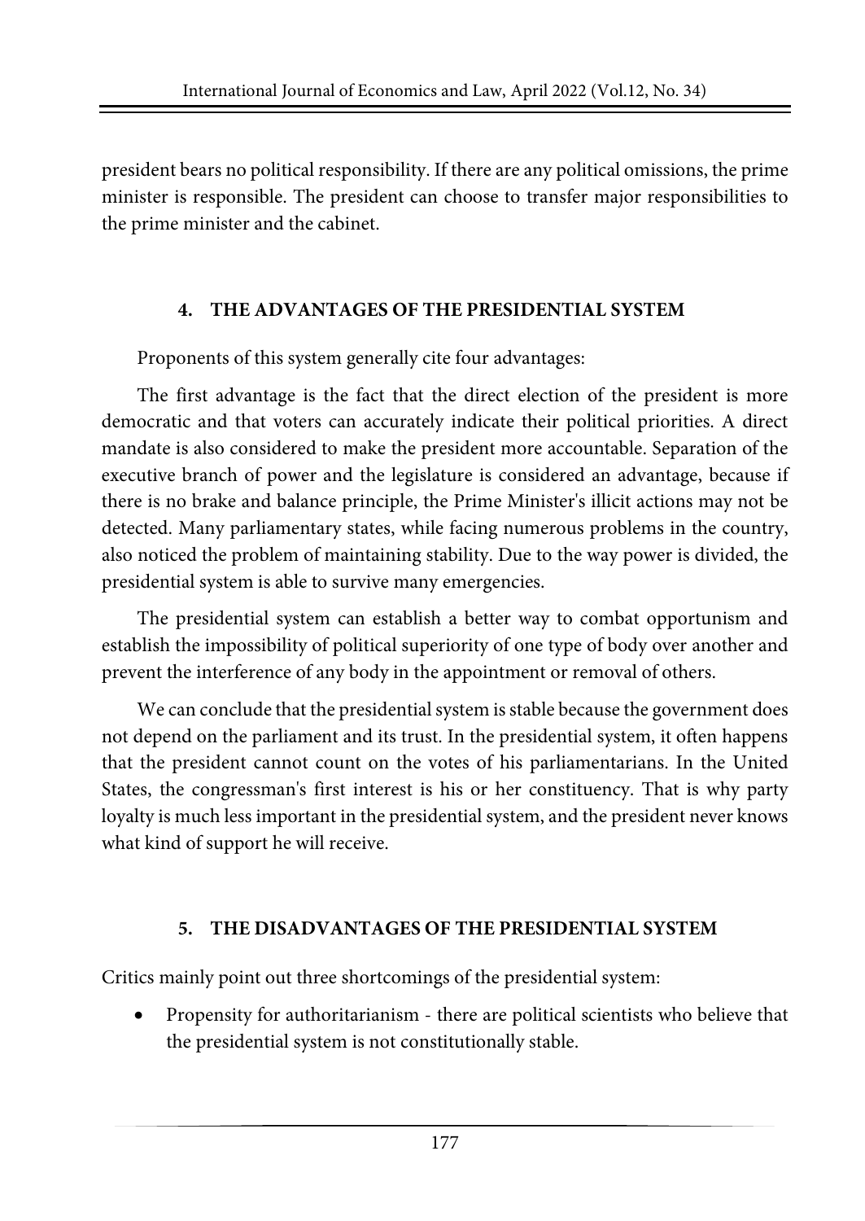president bears no political responsibility. If there are any political omissions, the prime minister is responsible. The president can choose to transfer major responsibilities to the prime minister and the cabinet.

## 4. THE ADVANTAGES OF THE PRESIDENTIAL SYSTEM

Proponents of this system generally cite four advantages:

The first advantage is the fact that the direct election of the president is more democratic and that voters can accurately indicate their political priorities. A direct mandate is also considered to make the president more accountable. Separation of the executive branch of power and the legislature is considered an advantage, because if there is no brake and balance principle, the Prime Minister's illicit actions may not be detected. Many parliamentary states, while facing numerous problems in the country, also noticed the problem of maintaining stability. Due to the way power is divided, the presidential system is able to survive many emergencies.

The presidential system can establish a better way to combat opportunism and establish the impossibility of political superiority of one type of body over another and prevent the interference of any body in the appointment or removal of others.

We can conclude that the presidential system is stable because the government does not depend on the parliament and its trust. In the presidential system, it often happens that the president cannot count on the votes of his parliamentarians. In the United States, the congressman's first interest is his or her constituency. That is why party loyalty is much less important in the presidential system, and the president never knows what kind of support he will receive.

## 5. THE DISADVANTAGES OF THE PRESIDENTIAL SYSTEM

Critics mainly point out three shortcomings of the presidential system:

- Propensity for authoritarianism - there are political scientists who believe that the presidential system is not constitutionally stable.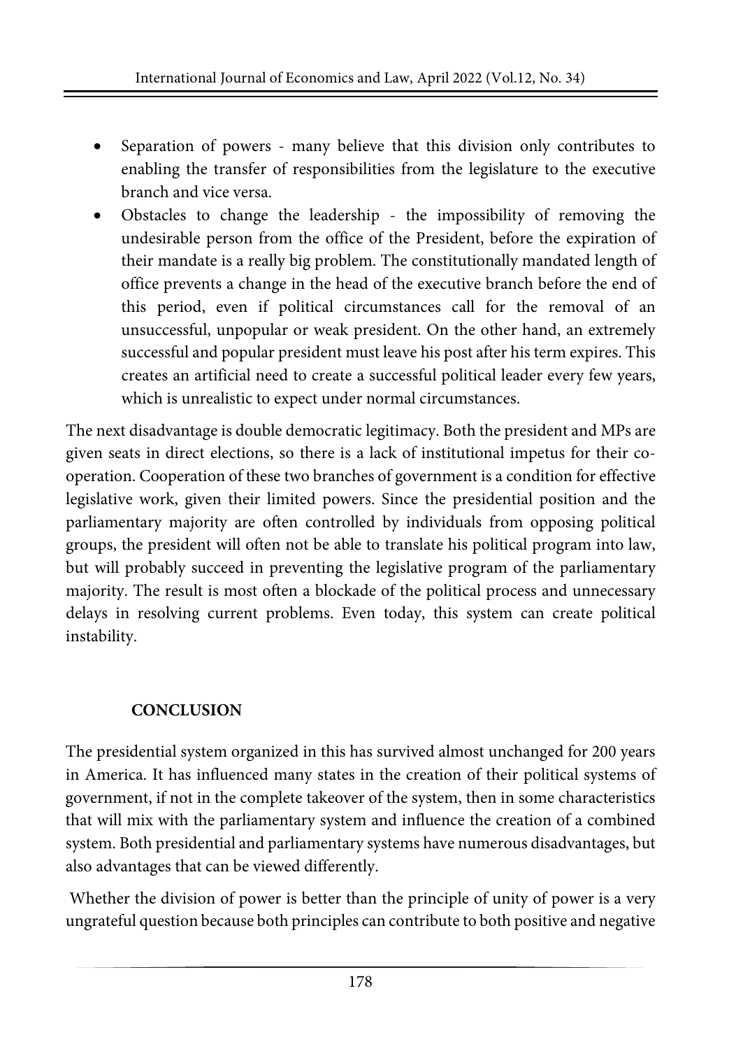- Separation of powers - many believe that this division only contributes to enabling the transfer of responsibilities from the legislature to the executive branch and vice versa.
- Obstacles to change the leadership - the impossibility of removing the undesirable person from the office of the President, before the expiration of their mandate is a really big problem. The constitutionally mandated length of office prevents a change in the head of the executive branch before the end of this period, even if political circumstances call for the removal of an unsuccessful, unpopular or weak president. On the other hand, an extremely successful and popular president must leave his post after his term expires. This creates an artificial need to create a successful political leader every few years, which is unrealistic to expect under normal circumstances.

The next disadvantage is double democratic legitimacy. Both the president and MPs are given seats in direct elections, so there is a lack of institutional impetus for their co-operation. Cooperation of these two branches of government is a condition for effective legislative work, given their limited powers. Since the presidential position and the parliamentary majority are often controlled by individuals from opposing political groups, the president will often not be able to translate his political program into law, but will probably succeed in preventing the legislative program of the parliamentary majority. The result is most often a blockade of the political process and unnecessary delays in resolving current problems. Even today, this system can create political instability.

## CONCLUSION

The presidential system organized in this has survived almost unchanged for 200 years in America. It has influenced many states in the creation of their political systems of government, if not in the complete takeover of the system, then in some characteristics that will mix with the parliamentary system and influence the creation of a combined system. Both presidential and parliamentary systems have numerous disadvantages, but also advantages that can be viewed differently.

Whether the division of power is better than the principle of unity of power is a very ungrateful question because both principles can contribute to both positive and negative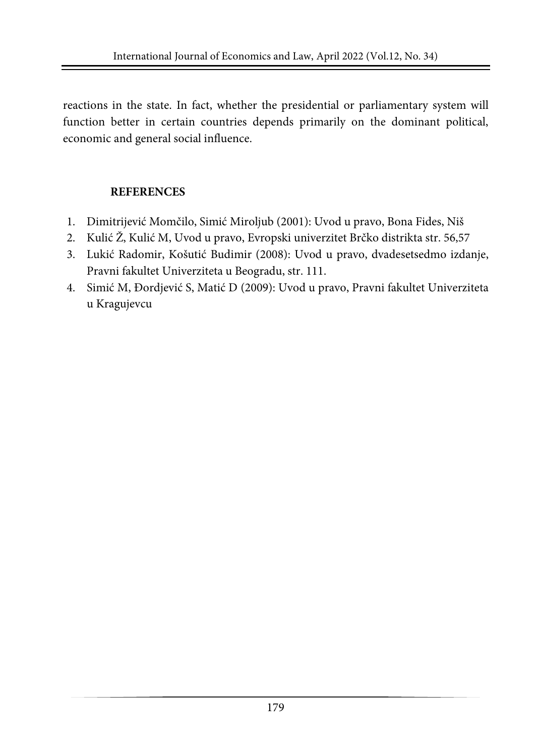reactions in the state. In fact, whether the presidential or parliamentary system will function better in certain countries depends primarily on the dominant political, economic and general social influence.

## REFERENCES

1. Dimitrijević Momčilo, Simić Miroljub (2001): Uvod u pravo, Bona Fides, Niš
2. Kulić Ž, Kulić M, Uvod u pravo, Evropski univerzitet Brčko distrikta str. 56,57
3. Lukić Radomir, Košutić Budimir (2008): Uvod u pravo, dvadesetsedmo izdanje, Pravni fakultet Univerziteta u Beogradu, str. 111.
4. Simić M, Đordjević S, Matić D (2009): Uvod u pravo, Pravni fakultet Univerziteta u Kragujevcu